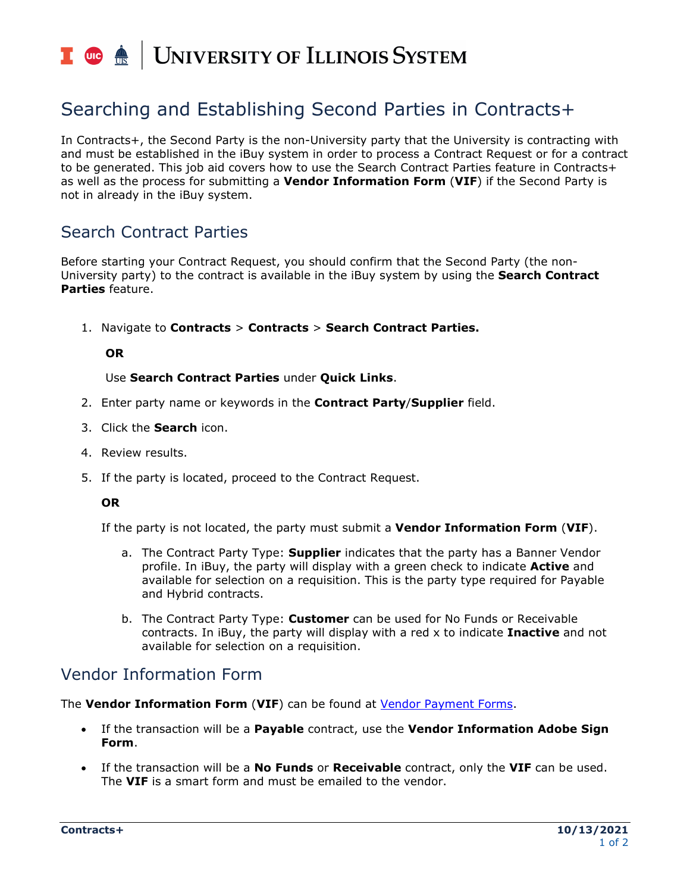# Searching and Establishing Second Parties in Contracts+

In Contracts+, the Second Party is the non-University party that the University is contracting with and must be established in the iBuy system in order to process a Contract Request or for a contract to be generated. This job aid covers how to use the Search Contract Parties feature in Contracts+ as well as the process for submitting a **Vendor Information Form** (**VIF**) if the Second Party is not in already in the iBuy system.

## Search Contract Parties

Before starting your Contract Request, you should confirm that the Second Party (the non-University party) to the contract is available in the iBuy system by using the **Search Contract Parties** feature.

1. Navigate to **Contracts** > **Contracts** > **Search Contract Parties.**

   **OR**

   Use **Search Contract Parties** under **Quick Links**.

2. Enter party name or keywords in the **Contract Party**/**Supplier** field.
3. Click the **Search** icon.
4. Review results.
5. If the party is located, proceed to the Contract Request.

   **OR**

   If the party is not located, the party must submit a **Vendor Information Form** (**VIF**).

   a. The Contract Party Type: **Supplier** indicates that the party has a Banner Vendor profile. In iBuy, the party will display with a green check to indicate **Active** and available for selection on a requisition. This is the party type required for Payable and Hybrid contracts.

   b. The Contract Party Type: **Customer** can be used for No Funds or Receivable contracts. In iBuy, the party will display with a red x to indicate **Inactive** and not available for selection on a requisition.

## Vendor Information Form

The **Vendor Information Form** (**VIF**) can be found at Vendor Payment Forms.

- If the transaction will be a **Payable** contract, use the **Vendor Information Adobe Sign Form**.
- If the transaction will be a **No Funds** or **Receivable** contract, only the **VIF** can be used. The **VIF** is a smart form and must be emailed to the vendor.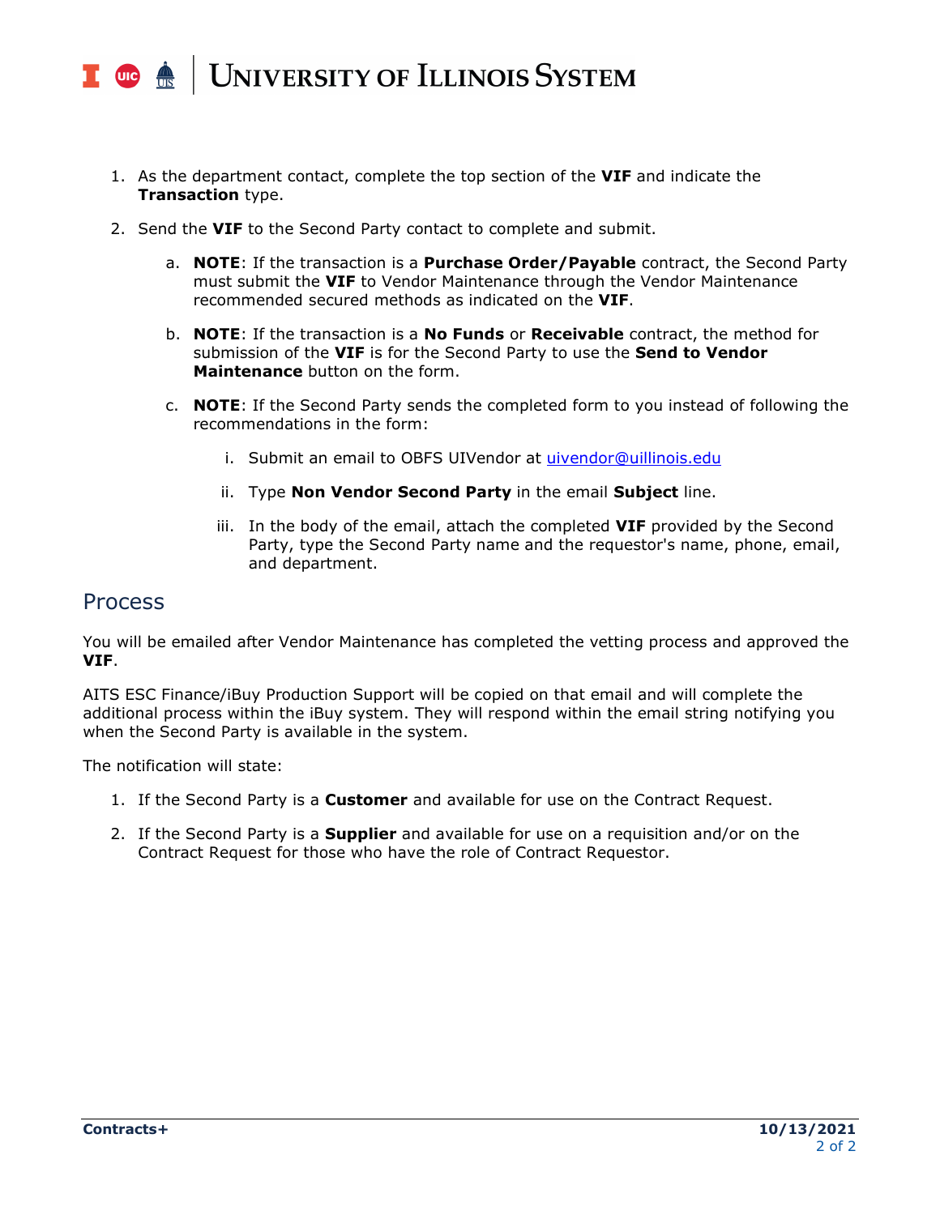1. As the department contact, complete the top section of the **VIF** and indicate the **Transaction** type.

2. Send the **VIF** to the Second Party contact to complete and submit.

   a. **NOTE**: If the transaction is a **Purchase Order/Payable** contract, the Second Party must submit the **VIF** to Vendor Maintenance through the Vendor Maintenance recommended secured methods as indicated on the **VIF**.

   b. **NOTE**: If the transaction is a **No Funds** or **Receivable** contract, the method for submission of the **VIF** is for the Second Party to use the **Send to Vendor Maintenance** button on the form.

   c. **NOTE**: If the Second Party sends the completed form to you instead of following the recommendations in the form:

      i. Submit an email to OBFS UIVendor at uivendor@uillinois.edu

      ii. Type **Non Vendor Second Party** in the email **Subject** line.

      iii. In the body of the email, attach the completed **VIF** provided by the Second Party, type the Second Party name and the requestor's name, phone, email, and department.

## Process

You will be emailed after Vendor Maintenance has completed the vetting process and approved the **VIF**.

AITS ESC Finance/iBuy Production Support will be copied on that email and will complete the additional process within the iBuy system. They will respond within the email string notifying you when the Second Party is available in the system.

The notification will state:

1. If the Second Party is a **Customer** and available for use on the Contract Request.

2. If the Second Party is a **Supplier** and available for use on a requisition and/or on the Contract Request for those who have the role of Contract Requestor.